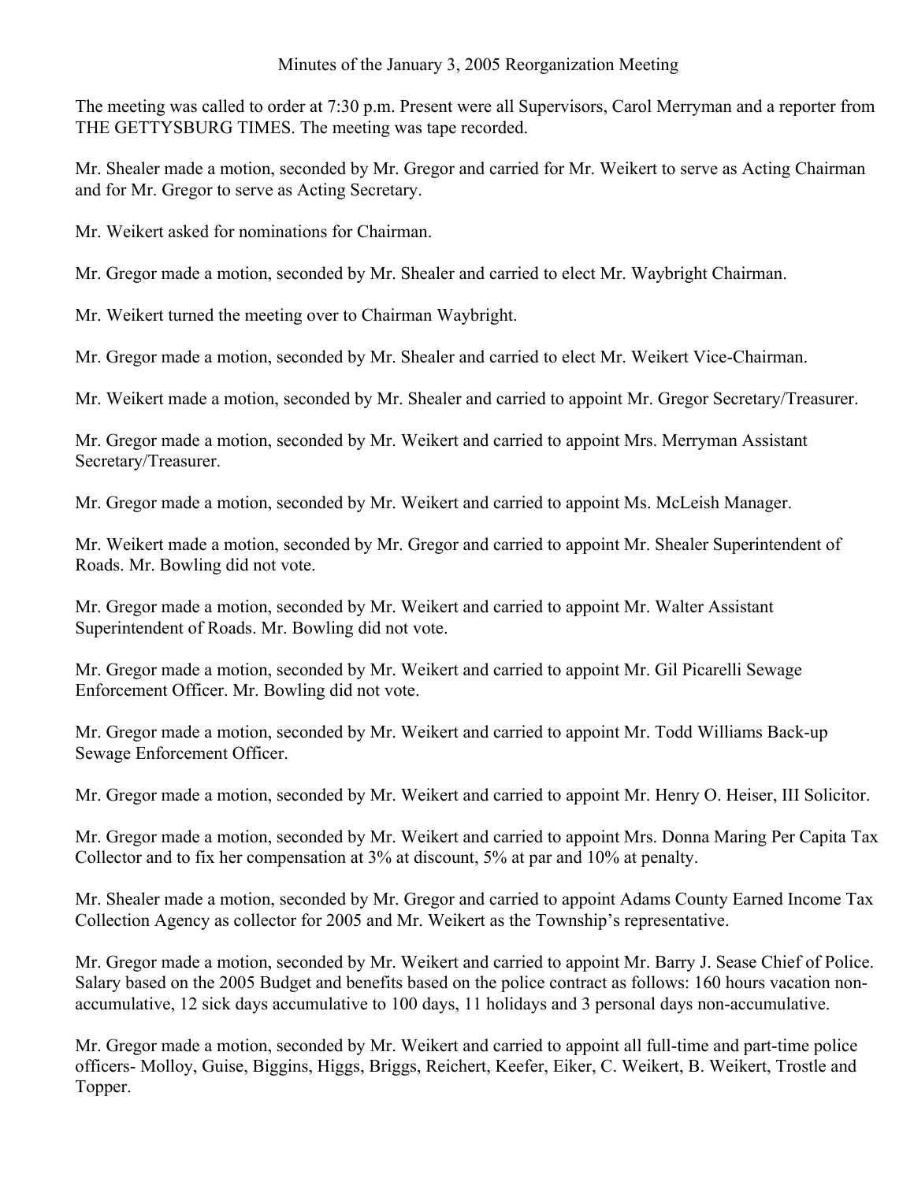# Minutes of the January 3, 2005 Reorganization Meeting

The meeting was called to order at 7:30 p.m. Present were all Supervisors, Carol Merryman and a reporter from THE GETTYSBURG TIMES. The meeting was tape recorded.

Mr. Shealer made a motion, seconded by Mr. Gregor and carried for Mr. Weikert to serve as Acting Chairman and for Mr. Gregor to serve as Acting Secretary.

Mr. Weikert asked for nominations for Chairman.

Mr. Gregor made a motion, seconded by Mr. Shealer and carried to elect Mr. Waybright Chairman.

Mr. Weikert turned the meeting over to Chairman Waybright.

Mr. Gregor made a motion, seconded by Mr. Shealer and carried to elect Mr. Weikert Vice-Chairman.

Mr. Weikert made a motion, seconded by Mr. Shealer and carried to appoint Mr. Gregor Secretary/Treasurer.

Mr. Gregor made a motion, seconded by Mr. Weikert and carried to appoint Mrs. Merryman Assistant Secretary/Treasurer.

Mr. Gregor made a motion, seconded by Mr. Weikert and carried to appoint Ms. McLeish Manager.

Mr. Weikert made a motion, seconded by Mr. Gregor and carried to appoint Mr. Shealer Superintendent of Roads. Mr. Bowling did not vote.

Mr. Gregor made a motion, seconded by Mr. Weikert and carried to appoint Mr. Walter Assistant Superintendent of Roads. Mr. Bowling did not vote.

Mr. Gregor made a motion, seconded by Mr. Weikert and carried to appoint Mr. Gil Picarelli Sewage Enforcement Officer. Mr. Bowling did not vote.

Mr. Gregor made a motion, seconded by Mr. Weikert and carried to appoint Mr. Todd Williams Back-up Sewage Enforcement Officer.

Mr. Gregor made a motion, seconded by Mr. Weikert and carried to appoint Mr. Henry O. Heiser, III Solicitor.

Mr. Gregor made a motion, seconded by Mr. Weikert and carried to appoint Mrs. Donna Maring Per Capita Tax Collector and to fix her compensation at 3% at discount, 5% at par and 10% at penalty.

Mr. Shealer made a motion, seconded by Mr. Gregor and carried to appoint Adams County Earned Income Tax Collection Agency as collector for 2005 and Mr. Weikert as the Township's representative.

Mr. Gregor made a motion, seconded by Mr. Weikert and carried to appoint Mr. Barry J. Sease Chief of Police. Salary based on the 2005 Budget and benefits based on the police contract as follows: 160 hours vacation non-accumulative, 12 sick days accumulative to 100 days, 11 holidays and 3 personal days non-accumulative.

Mr. Gregor made a motion, seconded by Mr. Weikert and carried to appoint all full-time and part-time police officers- Molloy, Guise, Biggins, Higgs, Briggs, Reichert, Keefer, Eiker, C. Weikert, B. Weikert, Trostle and Topper.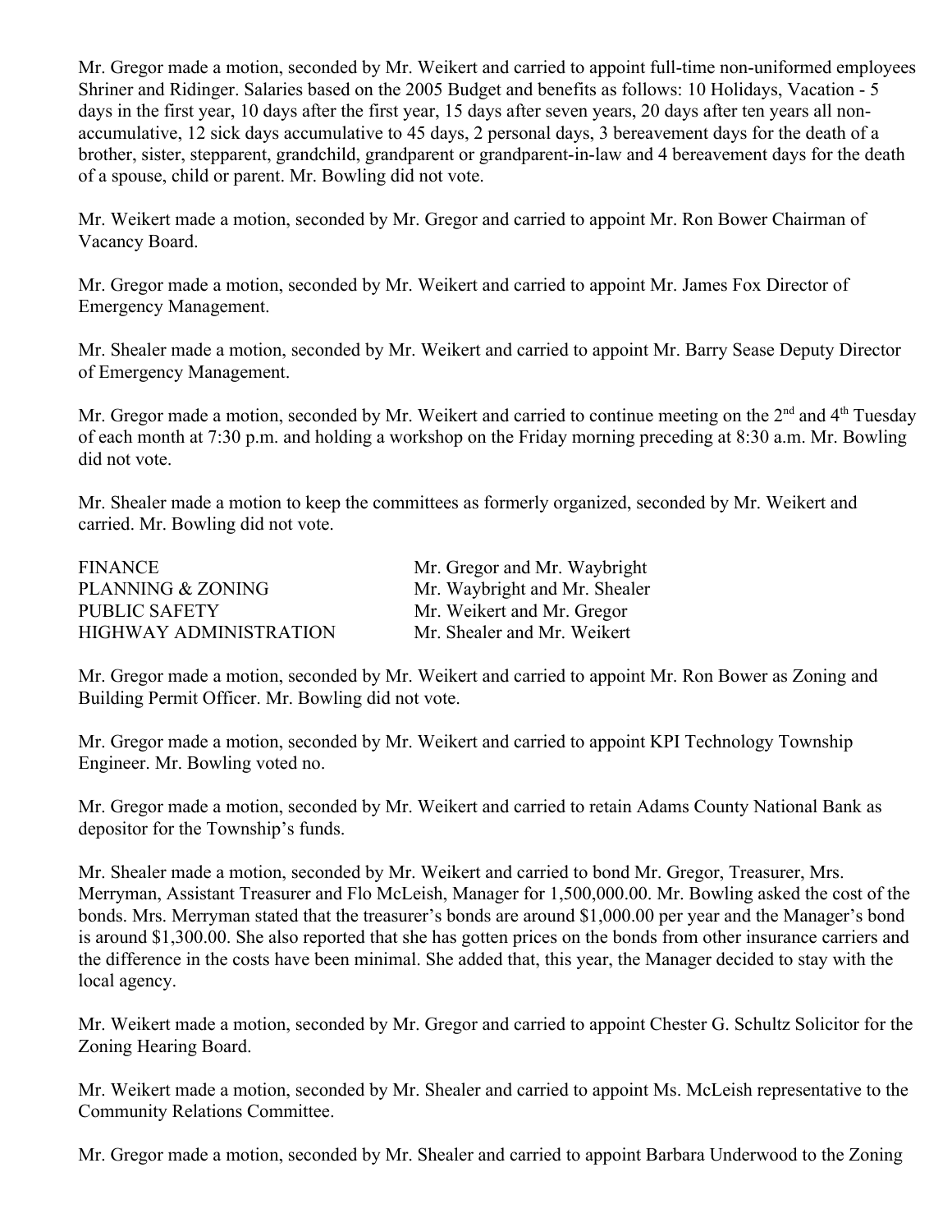Mr. Gregor made a motion, seconded by Mr. Weikert and carried to appoint full-time non-uniformed employees Shriner and Ridinger. Salaries based on the 2005 Budget and benefits as follows: 10 Holidays, Vacation - 5 days in the first year, 10 days after the first year, 15 days after seven years, 20 days after ten years all non-accumulative, 12 sick days accumulative to 45 days, 2 personal days, 3 bereavement days for the death of a brother, sister, stepparent, grandchild, grandparent or grandparent-in-law and 4 bereavement days for the death of a spouse, child or parent. Mr. Bowling did not vote.

Mr. Weikert made a motion, seconded by Mr. Gregor and carried to appoint Mr. Ron Bower Chairman of Vacancy Board.

Mr. Gregor made a motion, seconded by Mr. Weikert and carried to appoint Mr. James Fox Director of Emergency Management.

Mr. Shealer made a motion, seconded by Mr. Weikert and carried to appoint Mr. Barry Sease Deputy Director of Emergency Management.

Mr. Gregor made a motion, seconded by Mr. Weikert and carried to continue meeting on the 2nd and 4th Tuesday of each month at 7:30 p.m. and holding a workshop on the Friday morning preceding at 8:30 a.m. Mr. Bowling did not vote.

Mr. Shealer made a motion to keep the committees as formerly organized, seconded by Mr. Weikert and carried. Mr. Bowling did not vote.

| | |
|---|---|
| FINANCE | Mr. Gregor and Mr. Waybright |
| PLANNING & ZONING | Mr. Waybright and Mr. Shealer |
| PUBLIC SAFETY | Mr. Weikert and Mr. Gregor |
| HIGHWAY ADMINISTRATION | Mr. Shealer and Mr. Weikert |

Mr. Gregor made a motion, seconded by Mr. Weikert and carried to appoint Mr. Ron Bower as Zoning and Building Permit Officer. Mr. Bowling did not vote.

Mr. Gregor made a motion, seconded by Mr. Weikert and carried to appoint KPI Technology Township Engineer. Mr. Bowling voted no.

Mr. Gregor made a motion, seconded by Mr. Weikert and carried to retain Adams County National Bank as depositor for the Township's funds.

Mr. Shealer made a motion, seconded by Mr. Weikert and carried to bond Mr. Gregor, Treasurer, Mrs. Merryman, Assistant Treasurer and Flo McLeish, Manager for 1,500,000.00. Mr. Bowling asked the cost of the bonds. Mrs. Merryman stated that the treasurer's bonds are around $1,000.00 per year and the Manager's bond is around $1,300.00. She also reported that she has gotten prices on the bonds from other insurance carriers and the difference in the costs have been minimal. She added that, this year, the Manager decided to stay with the local agency.

Mr. Weikert made a motion, seconded by Mr. Gregor and carried to appoint Chester G. Schultz Solicitor for the Zoning Hearing Board.

Mr. Weikert made a motion, seconded by Mr. Shealer and carried to appoint Ms. McLeish representative to the Community Relations Committee.

Mr. Gregor made a motion, seconded by Mr. Shealer and carried to appoint Barbara Underwood to the Zoning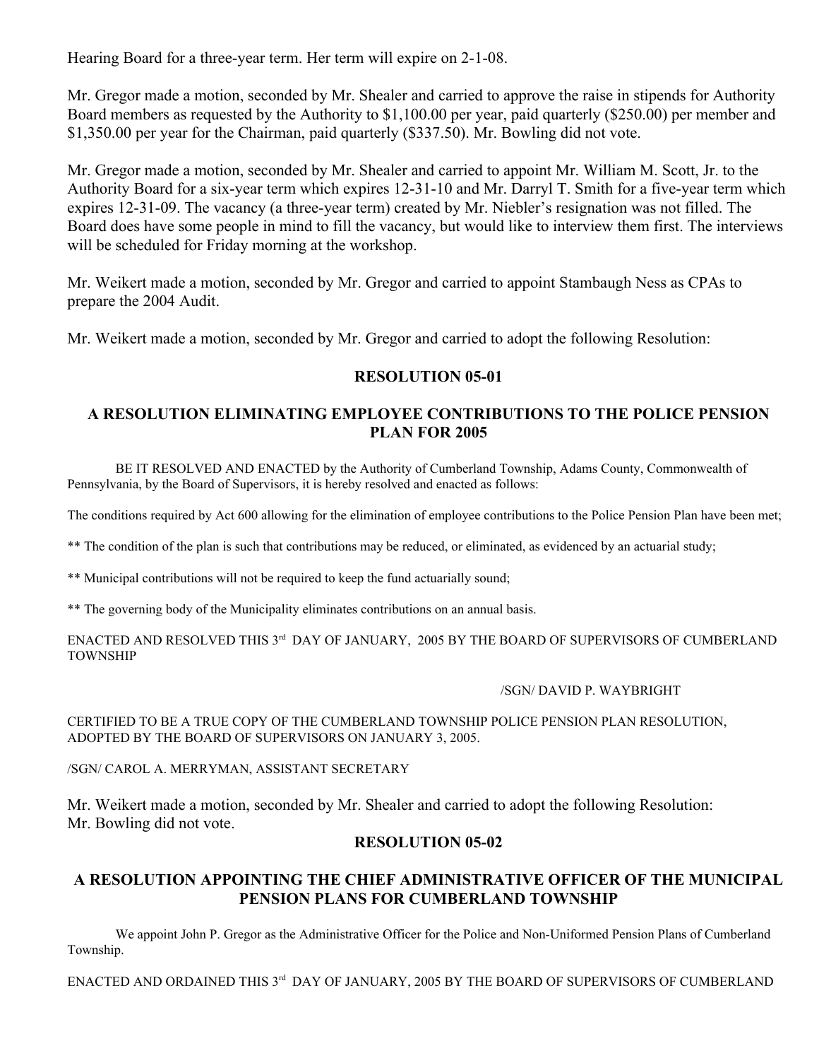Hearing Board for a three-year term. Her term will expire on 2-1-08.

Mr. Gregor made a motion, seconded by Mr. Shealer and carried to approve the raise in stipends for Authority Board members as requested by the Authority to $1,100.00 per year, paid quarterly ($250.00) per member and $1,350.00 per year for the Chairman, paid quarterly ($337.50). Mr. Bowling did not vote.

Mr. Gregor made a motion, seconded by Mr. Shealer and carried to appoint Mr. William M. Scott, Jr. to the Authority Board for a six-year term which expires 12-31-10 and Mr. Darryl T. Smith for a five-year term which expires 12-31-09. The vacancy (a three-year term) created by Mr. Niebler's resignation was not filled. The Board does have some people in mind to fill the vacancy, but would like to interview them first. The interviews will be scheduled for Friday morning at the workshop.

Mr. Weikert made a motion, seconded by Mr. Gregor and carried to appoint Stambaugh Ness as CPAs to prepare the 2004 Audit.

Mr. Weikert made a motion, seconded by Mr. Gregor and carried to adopt the following Resolution:

**RESOLUTION 05-01**

**A RESOLUTION ELIMINATING EMPLOYEE CONTRIBUTIONS TO THE POLICE PENSION PLAN FOR 2005**

BE IT RESOLVED AND ENACTED by the Authority of Cumberland Township, Adams County, Commonwealth of Pennsylvania, by the Board of Supervisors, it is hereby resolved and enacted as follows:

The conditions required by Act 600 allowing for the elimination of employee contributions to the Police Pension Plan have been met;

** The condition of the plan is such that contributions may be reduced, or eliminated, as evidenced by an actuarial study;

** Municipal contributions will not be required to keep the fund actuarially sound;

** The governing body of the Municipality eliminates contributions on an annual basis.

ENACTED AND RESOLVED THIS 3rd DAY OF JANUARY, 2005 BY THE BOARD OF SUPERVISORS OF CUMBERLAND TOWNSHIP

/SGN/ DAVID P. WAYBRIGHT

CERTIFIED TO BE A TRUE COPY OF THE CUMBERLAND TOWNSHIP POLICE PENSION PLAN RESOLUTION, ADOPTED BY THE BOARD OF SUPERVISORS ON JANUARY 3, 2005.

/SGN/ CAROL A. MERRYMAN, ASSISTANT SECRETARY

Mr. Weikert made a motion, seconded by Mr. Shealer and carried to adopt the following Resolution: Mr. Bowling did not vote.

**RESOLUTION 05-02**

**A RESOLUTION APPOINTING THE CHIEF ADMINISTRATIVE OFFICER OF THE MUNICIPAL PENSION PLANS FOR CUMBERLAND TOWNSHIP**

We appoint John P. Gregor as the Administrative Officer for the Police and Non-Uniformed Pension Plans of Cumberland Township.

ENACTED AND ORDAINED THIS 3rd DAY OF JANUARY, 2005 BY THE BOARD OF SUPERVISORS OF CUMBERLAND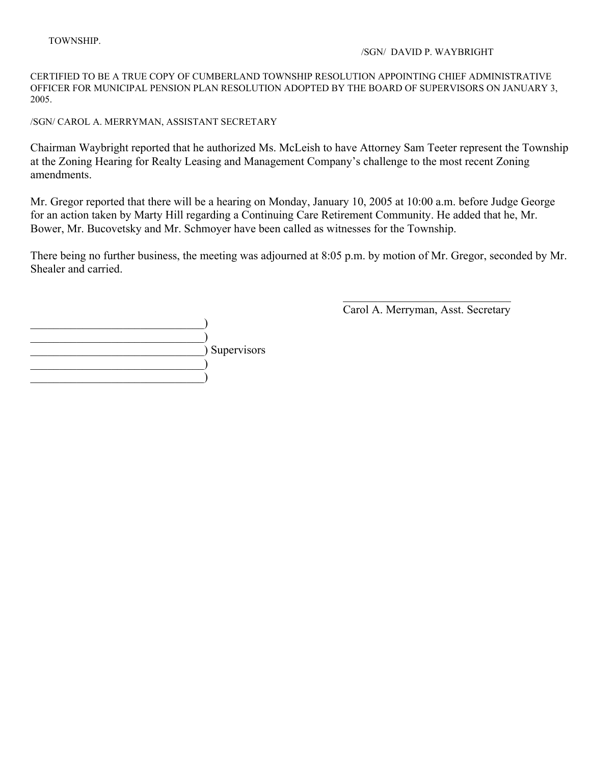TOWNSHIP.

/SGN/ DAVID P. WAYBRIGHT

CERTIFIED TO BE A TRUE COPY OF CUMBERLAND TOWNSHIP RESOLUTION APPOINTING CHIEF ADMINISTRATIVE OFFICER FOR MUNICIPAL PENSION PLAN RESOLUTION ADOPTED BY THE BOARD OF SUPERVISORS ON JANUARY 3, 2005.

/SGN/ CAROL A. MERRYMAN, ASSISTANT SECRETARY

Chairman Waybright reported that he authorized Ms. McLeish to have Attorney Sam Teeter represent the Township at the Zoning Hearing for Realty Leasing and Management Company's challenge to the most recent Zoning amendments.

Mr. Gregor reported that there will be a hearing on Monday, January 10, 2005 at 10:00 a.m. before Judge George for an action taken by Marty Hill regarding a Continuing Care Retirement Community. He added that he, Mr. Bower, Mr. Bucovetsky and Mr. Schmoyer have been called as witnesses for the Township.

There being no further business, the meeting was adjourned at 8:05 p.m. by motion of Mr. Gregor, seconded by Mr. Shealer and carried.

_______________________________
Carol A. Merryman, Asst. Secretary

_______________________________)
_______________________________)
_______________________________) Supervisors
_______________________________)
_______________________________)